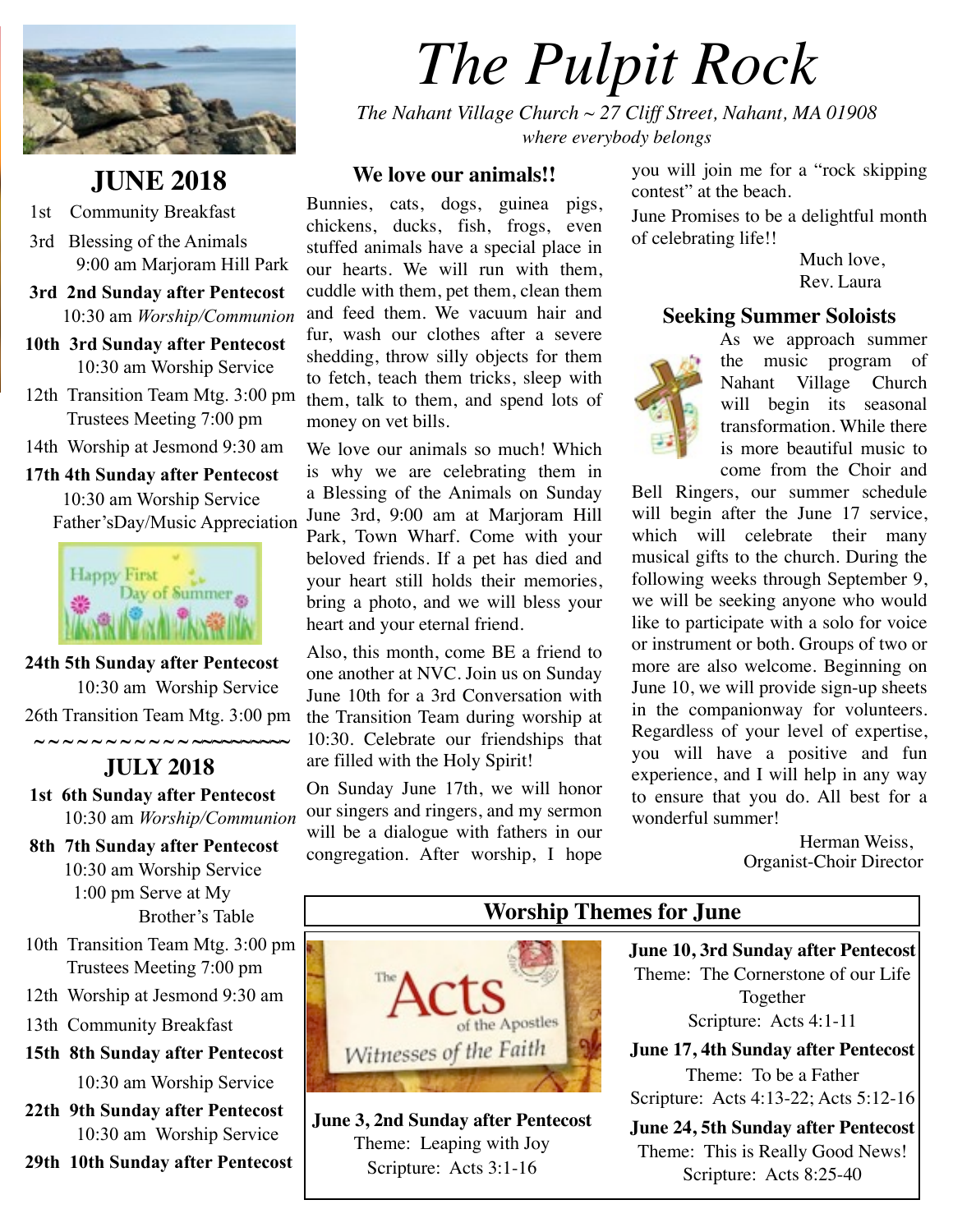# The Pulpit Rock

*The Nahant Village Church ~ 27 Cliff Street, Nahant, MA 01908*
*where everybody belongs*

## JUNE 2018

1st Community Breakfast

3rd Blessing of the Animals
9:00 am Marjoram Hill Park

**3rd 2nd Sunday after Pentecost**
10:30 am *Worship/Communion*

**10th 3rd Sunday after Pentecost**
10:30 am Worship Service

12th Transition Team Mtg. 3:00 pm
Trustees Meeting 7:00 pm

14th Worship at Jesmond 9:30 am

**17th 4th Sunday after Pentecost**
10:30 am Worship Service
Father'sDay/Music Appreciation

Happy First Day of Summer

**24th 5th Sunday after Pentecost**
10:30 am Worship Service

26th Transition Team Mtg. 3:00 pm

~~~~~~~~~~~~~~~~~~~~

## JULY 2018

**1st 6th Sunday after Pentecost**
10:30 am *Worship/Communion*

**8th 7th Sunday after Pentecost**
10:30 am Worship Service
1:00 pm Serve at My Brother's Table

10th Transition Team Mtg. 3:00 pm
Trustees Meeting 7:00 pm

12th Worship at Jesmond 9:30 am

13th Community Breakfast

**15th 8th Sunday after Pentecost**
10:30 am Worship Service

**22th 9th Sunday after Pentecost**
10:30 am Worship Service

**29th 10th Sunday after Pentecost**

### We love our animals!!

Bunnies, cats, dogs, guinea pigs, chickens, ducks, fish, frogs, even stuffed animals have a special place in our hearts. We will run with them, cuddle with them, pet them, clean them and feed them. We vacuum hair and fur, wash our clothes after a severe shedding, throw silly objects for them to fetch, teach them tricks, sleep with them, talk to them, and spend lots of money on vet bills.

We love our animals so much! Which is why we are celebrating them in a Blessing of the Animals on Sunday June 3rd, 9:00 am at Marjoram Hill Park, Town Wharf. Come with your beloved friends. If a pet has died and your heart still holds their memories, bring a photo, and we will bless your heart and your eternal friend.

Also, this month, come BE a friend to one another at NVC. Join us on Sunday June 10th for a 3rd Conversation with the Transition Team during worship at 10:30. Celebrate our friendships that are filled with the Holy Spirit!

On Sunday June 17th, we will honor our singers and ringers, and my sermon will be a dialogue with fathers in our congregation. After worship, I hope you will join me for a "rock skipping contest" at the beach.

June Promises to be a delightful month of celebrating life!!

Much love,
Rev. Laura

### Seeking Summer Soloists

As we approach summer the music program of Nahant Village Church will begin its seasonal transformation. While there is more beautiful music to come from the Choir and Bell Ringers, our summer schedule will begin after the June 17 service, which will celebrate their many musical gifts to the church. During the following weeks through September 9, we will be seeking anyone who would like to participate with a solo for voice or instrument or both. Groups of two or more are also welcome. Beginning on June 10, we will provide sign-up sheets in the companionway for volunteers. Regardless of your level of expertise, you will have a positive and fun experience, and I will help in any way to ensure that you do. All best for a wonderful summer!

Herman Weiss,
Organist-Choir Director

## Worship Themes for June

The Acts of the Apostles — Witnesses of the Faith

**June 3, 2nd Sunday after Pentecost**
Theme: Leaping with Joy
Scripture: Acts 3:1-16

**June 10, 3rd Sunday after Pentecost**
Theme: The Cornerstone of our Life Together
Scripture: Acts 4:1-11

**June 17, 4th Sunday after Pentecost**
Theme: To be a Father
Scripture: Acts 4:13-22; Acts 5:12-16

**June 24, 5th Sunday after Pentecost**
Theme: This is Really Good News!
Scripture: Acts 8:25-40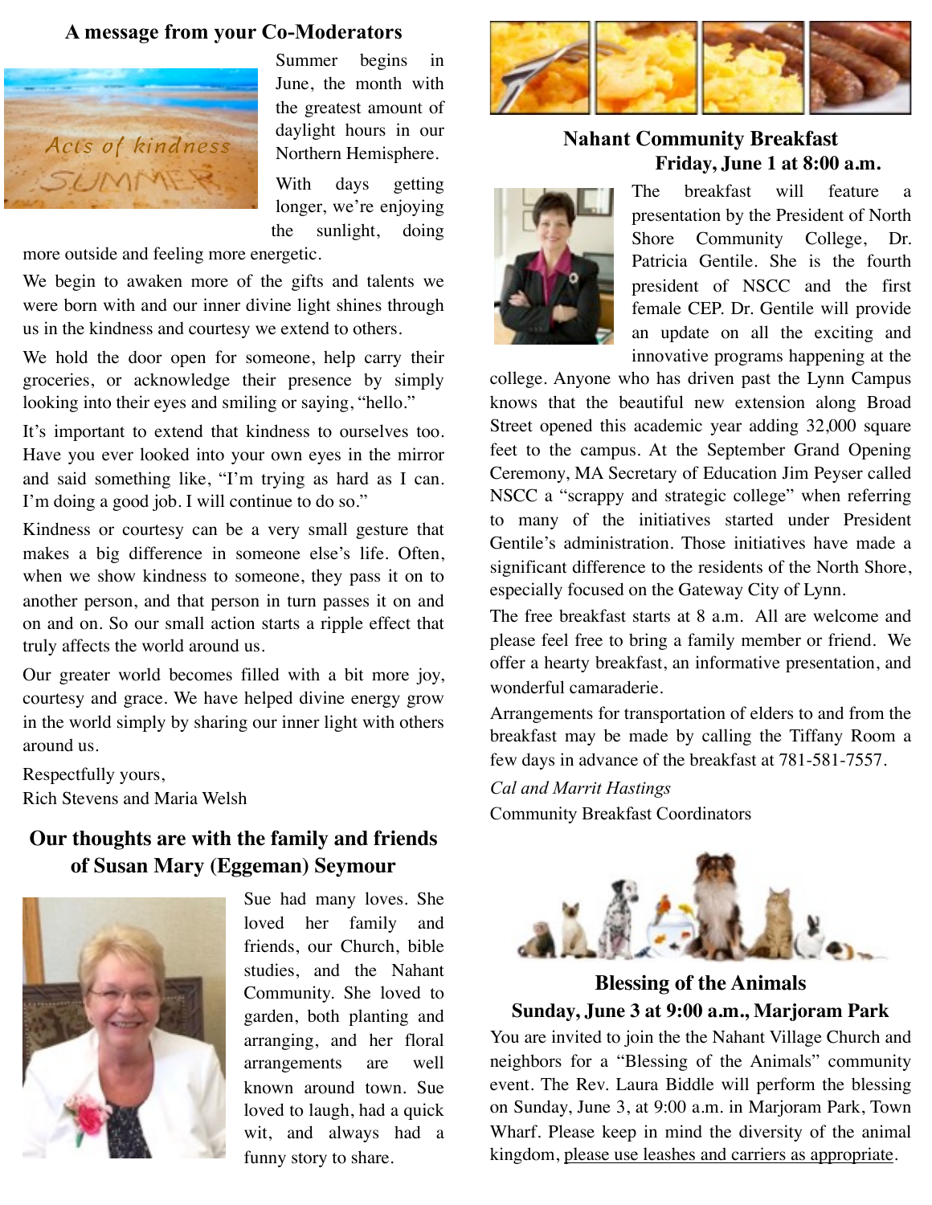## A message from your Co-Moderators

Summer begins in June, the month with the greatest amount of daylight hours in our Northern Hemisphere.

With days getting longer, we're enjoying the sunlight, doing more outside and feeling more energetic.

We begin to awaken more of the gifts and talents we were born with and our inner divine light shines through us in the kindness and courtesy we extend to others.

We hold the door open for someone, help carry their groceries, or acknowledge their presence by simply looking into their eyes and smiling or saying, "hello."

It's important to extend that kindness to ourselves too. Have you ever looked into your own eyes in the mirror and said something like, "I'm trying as hard as I can. I'm doing a good job. I will continue to do so."

Kindness or courtesy can be a very small gesture that makes a big difference in someone else's life. Often, when we show kindness to someone, they pass it on to another person, and that person in turn passes it on and on and on. So our small action starts a ripple effect that truly affects the world around us.

Our greater world becomes filled with a bit more joy, courtesy and grace. We have helped divine energy grow in the world simply by sharing our inner light with others around us.

Respectfully yours,
Rich Stevens and Maria Welsh

## Our thoughts are with the family and friends of Susan Mary (Eggeman) Seymour

Sue had many loves. She loved her family and friends, our Church, bible studies, and the Nahant Community. She loved to garden, both planting and arranging, and her floral arrangements are well known around town. Sue loved to laugh, had a quick wit, and always had a funny story to share.

## Nahant Community Breakfast
### Friday, June 1 at 8:00 a.m.

The breakfast will feature a presentation by the President of North Shore Community College, Dr. Patricia Gentile. She is the fourth president of NSCC and the first female CEP. Dr. Gentile will provide an update on all the exciting and innovative programs happening at the college. Anyone who has driven past the Lynn Campus knows that the beautiful new extension along Broad Street opened this academic year adding 32,000 square feet to the campus. At the September Grand Opening Ceremony, MA Secretary of Education Jim Peyser called NSCC a "scrappy and strategic college" when referring to many of the initiatives started under President Gentile's administration. Those initiatives have made a significant difference to the residents of the North Shore, especially focused on the Gateway City of Lynn.

The free breakfast starts at 8 a.m. All are welcome and please feel free to bring a family member or friend. We offer a hearty breakfast, an informative presentation, and wonderful camaraderie.

Arrangements for transportation of elders to and from the breakfast may be made by calling the Tiffany Room a few days in advance of the breakfast at 781-581-7557.

*Cal and Marrit Hastings*
Community Breakfast Coordinators

## Blessing of the Animals
### Sunday, June 3 at 9:00 a.m., Marjoram Park

You are invited to join the the Nahant Village Church and neighbors for a "Blessing of the Animals" community event. The Rev. Laura Biddle will perform the blessing on Sunday, June 3, at 9:00 a.m. in Marjoram Park, Town Wharf. Please keep in mind the diversity of the animal kingdom, please use leashes and carriers as appropriate.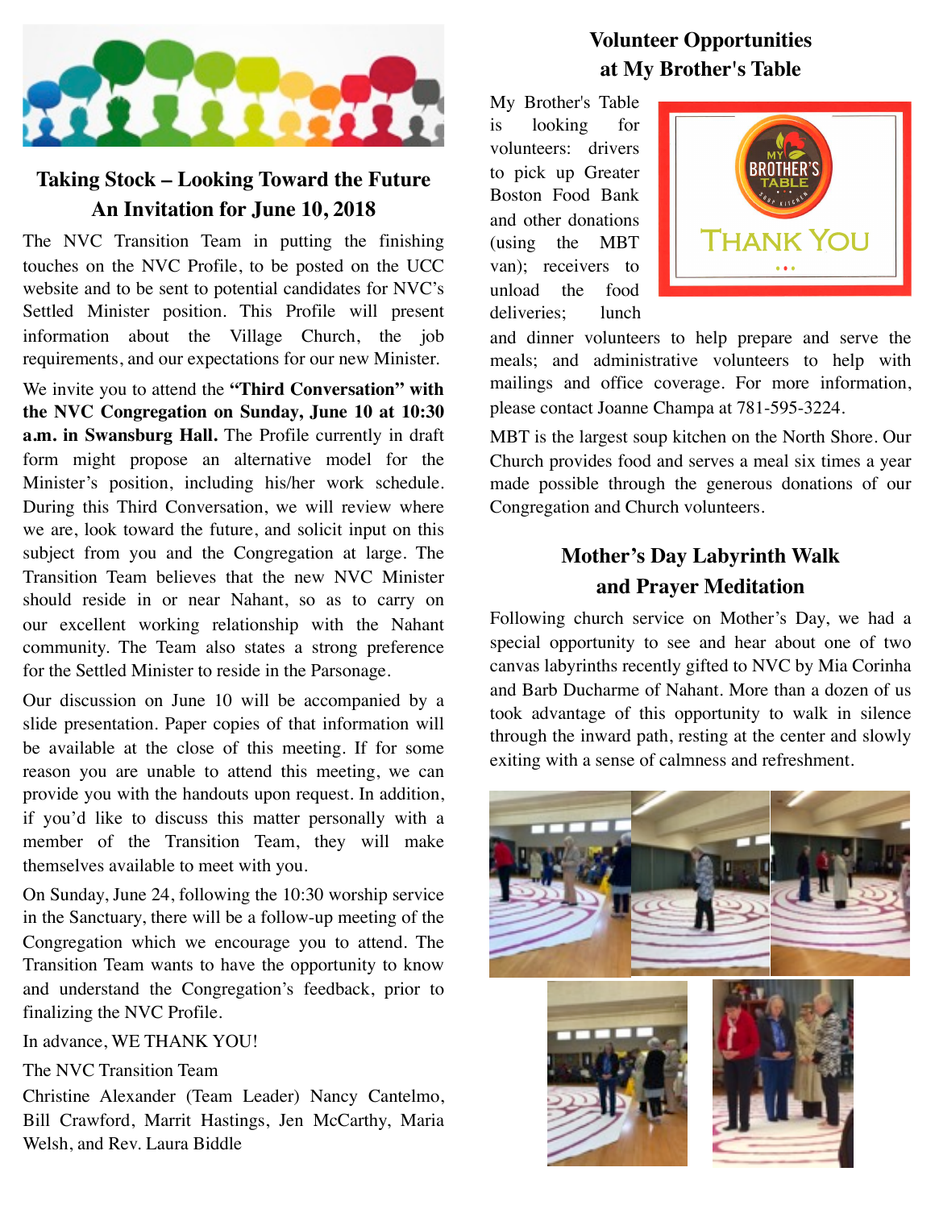## Taking Stock – Looking Toward the Future
## An Invitation for June 10, 2018

The NVC Transition Team in putting the finishing touches on the NVC Profile, to be posted on the UCC website and to be sent to potential candidates for NVC's Settled Minister position. This Profile will present information about the Village Church, the job requirements, and our expectations for our new Minister.

We invite you to attend the **"Third Conversation" with the NVC Congregation on Sunday, June 10 at 10:30 a.m. in Swansburg Hall.** The Profile currently in draft form might propose an alternative model for the Minister's position, including his/her work schedule. During this Third Conversation, we will review where we are, look toward the future, and solicit input on this subject from you and the Congregation at large. The Transition Team believes that the new NVC Minister should reside in or near Nahant, so as to carry on our excellent working relationship with the Nahant community. The Team also states a strong preference for the Settled Minister to reside in the Parsonage.

Our discussion on June 10 will be accompanied by a slide presentation. Paper copies of that information will be available at the close of this meeting. If for some reason you are unable to attend this meeting, we can provide you with the handouts upon request. In addition, if you'd like to discuss this matter personally with a member of the Transition Team, they will make themselves available to meet with you.

On Sunday, June 24, following the 10:30 worship service in the Sanctuary, there will be a follow-up meeting of the Congregation which we encourage you to attend. The Transition Team wants to have the opportunity to know and understand the Congregation's feedback, prior to finalizing the NVC Profile.

In advance, WE THANK YOU!

The NVC Transition Team

Christine Alexander (Team Leader) Nancy Cantelmo, Bill Crawford, Marrit Hastings, Jen McCarthy, Maria Welsh, and Rev. Laura Biddle

## Volunteer Opportunities at My Brother's Table

My Brother's Table is looking for volunteers: drivers to pick up Greater Boston Food Bank and other donations (using the MBT van); receivers to unload the food deliveries; lunch and dinner volunteers to help prepare and serve the meals; and administrative volunteers to help with mailings and office coverage. For more information, please contact Joanne Champa at 781-595-3224.

MBT is the largest soup kitchen on the North Shore. Our Church provides food and serves a meal six times a year made possible through the generous donations of our Congregation and Church volunteers.

## Mother's Day Labyrinth Walk and Prayer Meditation

Following church service on Mother's Day, we had a special opportunity to see and hear about one of two canvas labyrinths recently gifted to NVC by Mia Corinha and Barb Ducharme of Nahant. More than a dozen of us took advantage of this opportunity to walk in silence through the inward path, resting at the center and slowly exiting with a sense of calmness and refreshment.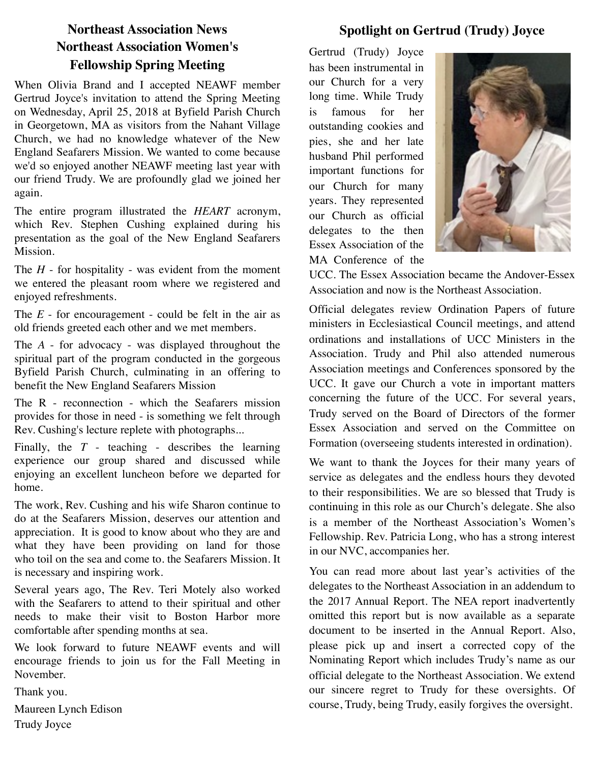## Northeast Association News
## Northeast Association Women's Fellowship Spring Meeting

When Olivia Brand and I accepted NEAWF member Gertrud Joyce's invitation to attend the Spring Meeting on Wednesday, April 25, 2018 at Byfield Parish Church in Georgetown, MA as visitors from the Nahant Village Church, we had no knowledge whatever of the New England Seafarers Mission. We wanted to come because we'd so enjoyed another NEAWF meeting last year with our friend Trudy. We are profoundly glad we joined her again.

The entire program illustrated the *HEART* acronym, which Rev. Stephen Cushing explained during his presentation as the goal of the New England Seafarers Mission.

The *H* - for hospitality - was evident from the moment we entered the pleasant room where we registered and enjoyed refreshments.

The *E* - for encouragement - could be felt in the air as old friends greeted each other and we met members.

The *A* - for advocacy - was displayed throughout the spiritual part of the program conducted in the gorgeous Byfield Parish Church, culminating in an offering to benefit the New England Seafarers Mission

The R - reconnection - which the Seafarers mission provides for those in need - is something we felt through Rev. Cushing's lecture replete with photographs...

Finally, the *T* - teaching - describes the learning experience our group shared and discussed while enjoying an excellent luncheon before we departed for home.

The work, Rev. Cushing and his wife Sharon continue to do at the Seafarers Mission, deserves our attention and appreciation. It is good to know about who they are and what they have been providing on land for those who toil on the sea and come to. the Seafarers Mission. It is necessary and inspiring work.

Several years ago, The Rev. Teri Motely also worked with the Seafarers to attend to their spiritual and other needs to make their visit to Boston Harbor more comfortable after spending months at sea.

We look forward to future NEAWF events and will encourage friends to join us for the Fall Meeting in November.

Thank you.

Maureen Lynch Edison
Trudy Joyce

## Spotlight on Gertrud (Trudy) Joyce

Gertrud (Trudy) Joyce has been instrumental in our Church for a very long time. While Trudy is famous for her outstanding cookies and pies, she and her late husband Phil performed important functions for our Church for many years. They represented our Church as official delegates to the then Essex Association of the MA Conference of the UCC. The Essex Association became the Andover-Essex Association and now is the Northeast Association.

Official delegates review Ordination Papers of future ministers in Ecclesiastical Council meetings, and attend ordinations and installations of UCC Ministers in the Association. Trudy and Phil also attended numerous Association meetings and Conferences sponsored by the UCC. It gave our Church a vote in important matters concerning the future of the UCC. For several years, Trudy served on the Board of Directors of the former Essex Association and served on the Committee on Formation (overseeing students interested in ordination).

We want to thank the Joyces for their many years of service as delegates and the endless hours they devoted to their responsibilities. We are so blessed that Trudy is continuing in this role as our Church's delegate. She also is a member of the Northeast Association's Women's Fellowship. Rev. Patricia Long, who has a strong interest in our NVC, accompanies her.

You can read more about last year's activities of the delegates to the Northeast Association in an addendum to the 2017 Annual Report. The NEA report inadvertently omitted this report but is now available as a separate document to be inserted in the Annual Report. Also, please pick up and insert a corrected copy of the Nominating Report which includes Trudy's name as our official delegate to the Northeast Association. We extend our sincere regret to Trudy for these oversights. Of course, Trudy, being Trudy, easily forgives the oversight.